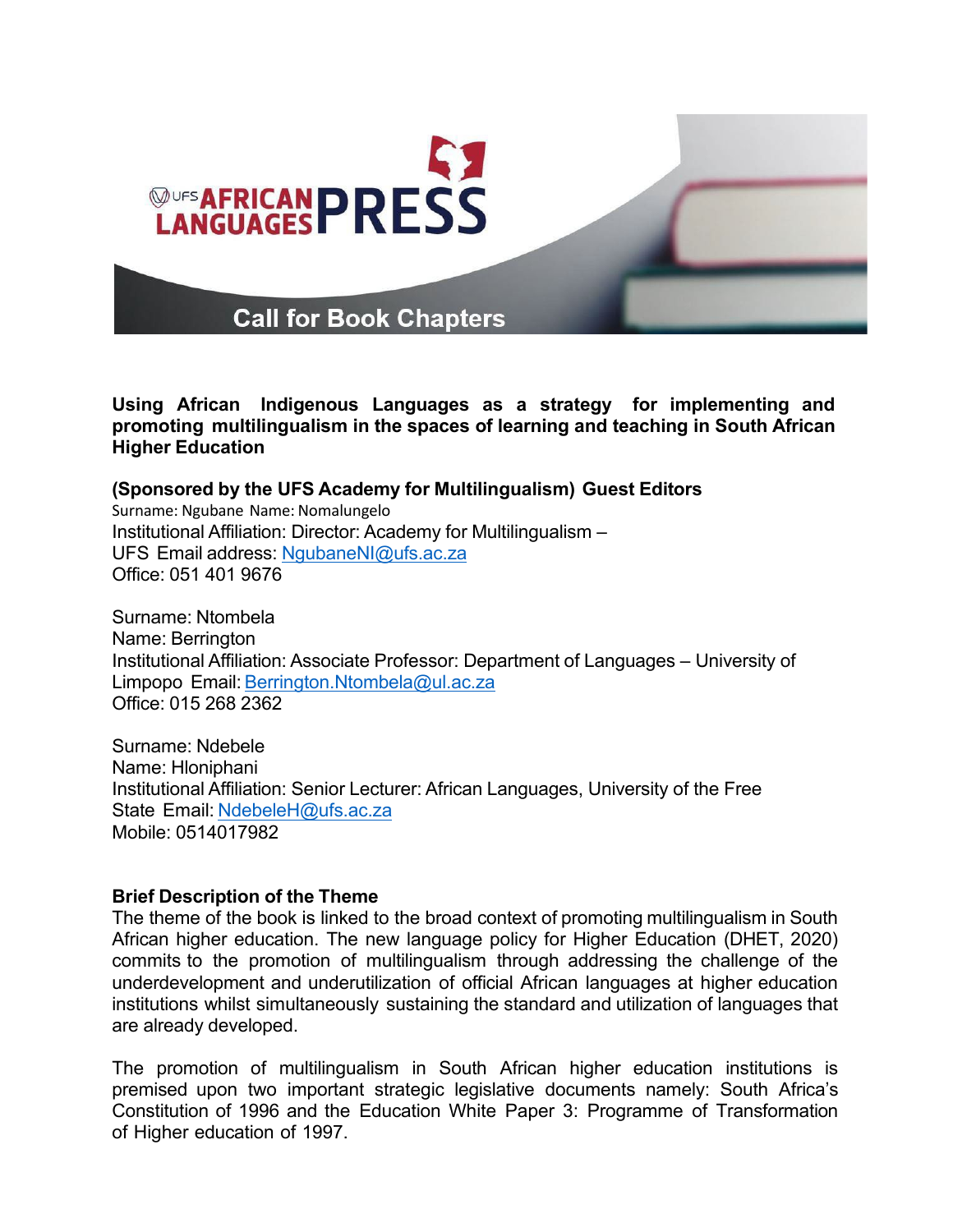# UFS AFRICAN LANGUAGES PRESS

## Call for Book Chapters

**Using African Indigenous Languages as a strategy for implementing and promoting multilingualism in the spaces of learning and teaching in South African Higher Education**

**(Sponsored by the UFS Academy for Multilingualism) Guest Editors**

Surname: Ngubane Name: Nomalungelo
Institutional Affiliation: Director: Academy for Multilingualism – UFS Email address: NgubaneNI@ufs.ac.za
Office: 051 401 9676

Surname: Ntombela
Name: Berrington
Institutional Affiliation: Associate Professor: Department of Languages – University of Limpopo Email: Berrington.Ntombela@ul.ac.za
Office: 015 268 2362

Surname: Ndebele
Name: Hloniphani
Institutional Affiliation: Senior Lecturer: African Languages, University of the Free State Email: NdebeleH@ufs.ac.za
Mobile: 0514017982

**Brief Description of the Theme**

The theme of the book is linked to the broad context of promoting multilingualism in South African higher education. The new language policy for Higher Education (DHET, 2020) commits to the promotion of multilingualism through addressing the challenge of the underdevelopment and underutilization of official African languages at higher education institutions whilst simultaneously sustaining the standard and utilization of languages that are already developed.

The promotion of multilingualism in South African higher education institutions is premised upon two important strategic legislative documents namely: South Africa's Constitution of 1996 and the Education White Paper 3: Programme of Transformation of Higher education of 1997.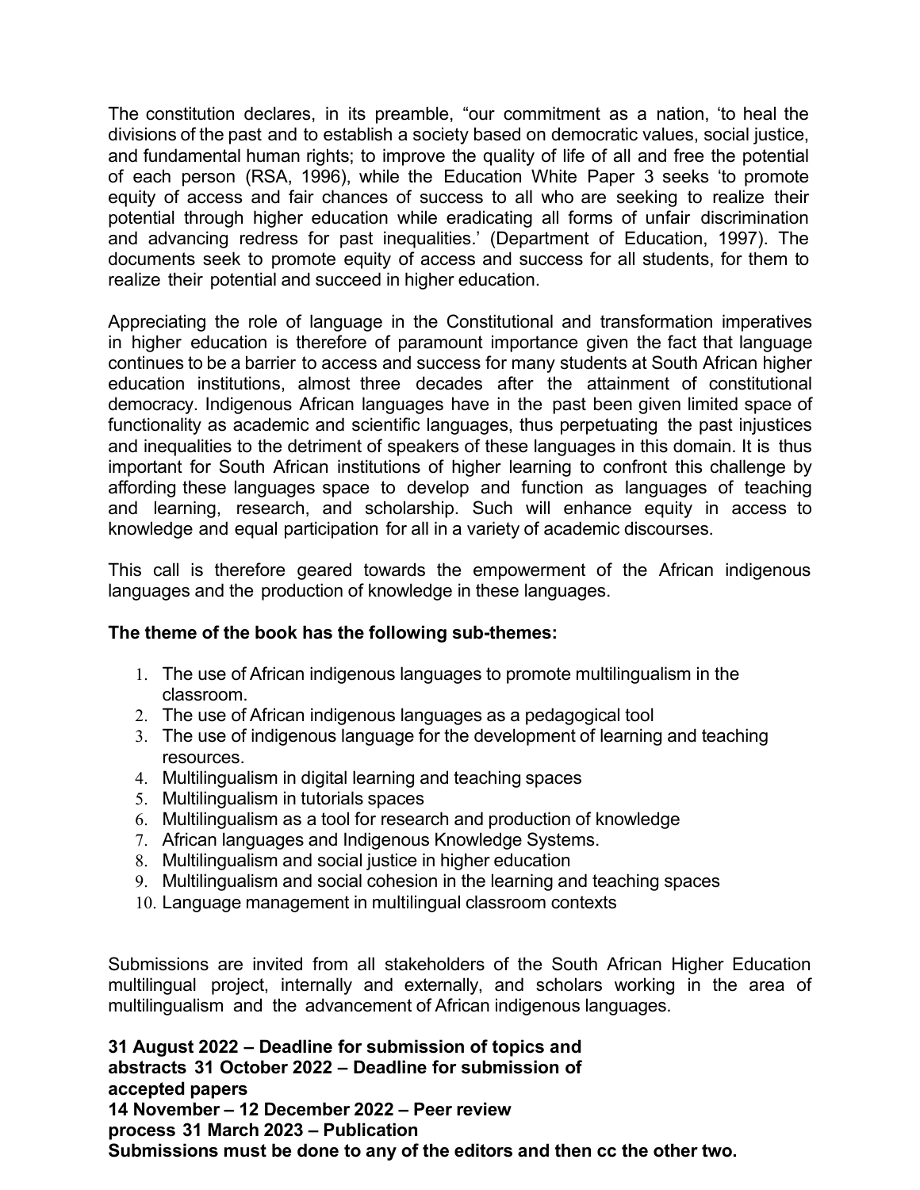The constitution declares, in its preamble, "our commitment as a nation, 'to heal the divisions of the past and to establish a society based on democratic values, social justice, and fundamental human rights; to improve the quality of life of all and free the potential of each person (RSA, 1996), while the Education White Paper 3 seeks 'to promote equity of access and fair chances of success to all who are seeking to realize their potential through higher education while eradicating all forms of unfair discrimination and advancing redress for past inequalities.' (Department of Education, 1997). The documents seek to promote equity of access and success for all students, for them to realize their potential and succeed in higher education.

Appreciating the role of language in the Constitutional and transformation imperatives in higher education is therefore of paramount importance given the fact that language continues to be a barrier to access and success for many students at South African higher education institutions, almost three decades after the attainment of constitutional democracy. Indigenous African languages have in the past been given limited space of functionality as academic and scientific languages, thus perpetuating the past injustices and inequalities to the detriment of speakers of these languages in this domain. It is thus important for South African institutions of higher learning to confront this challenge by affording these languages space to develop and function as languages of teaching and learning, research, and scholarship. Such will enhance equity in access to knowledge and equal participation for all in a variety of academic discourses.

This call is therefore geared towards the empowerment of the African indigenous languages and the production of knowledge in these languages.

**The theme of the book has the following sub-themes:**

1. The use of African indigenous languages to promote multilingualism in the classroom.
2. The use of African indigenous languages as a pedagogical tool
3. The use of indigenous language for the development of learning and teaching resources.
4. Multilingualism in digital learning and teaching spaces
5. Multilingualism in tutorials spaces
6. Multilingualism as a tool for research and production of knowledge
7. African languages and Indigenous Knowledge Systems.
8. Multilingualism and social justice in higher education
9. Multilingualism and social cohesion in the learning and teaching spaces
10. Language management in multilingual classroom contexts

Submissions are invited from all stakeholders of the South African Higher Education multilingual project, internally and externally, and scholars working in the area of multilingualism and the advancement of African indigenous languages.

**31 August 2022 – Deadline for submission of topics and abstracts**
**31 October 2022 – Deadline for submission of accepted papers**
**14 November – 12 December 2022 – Peer review process**
**31 March 2023 – Publication**
**Submissions must be done to any of the editors and then cc the other two.**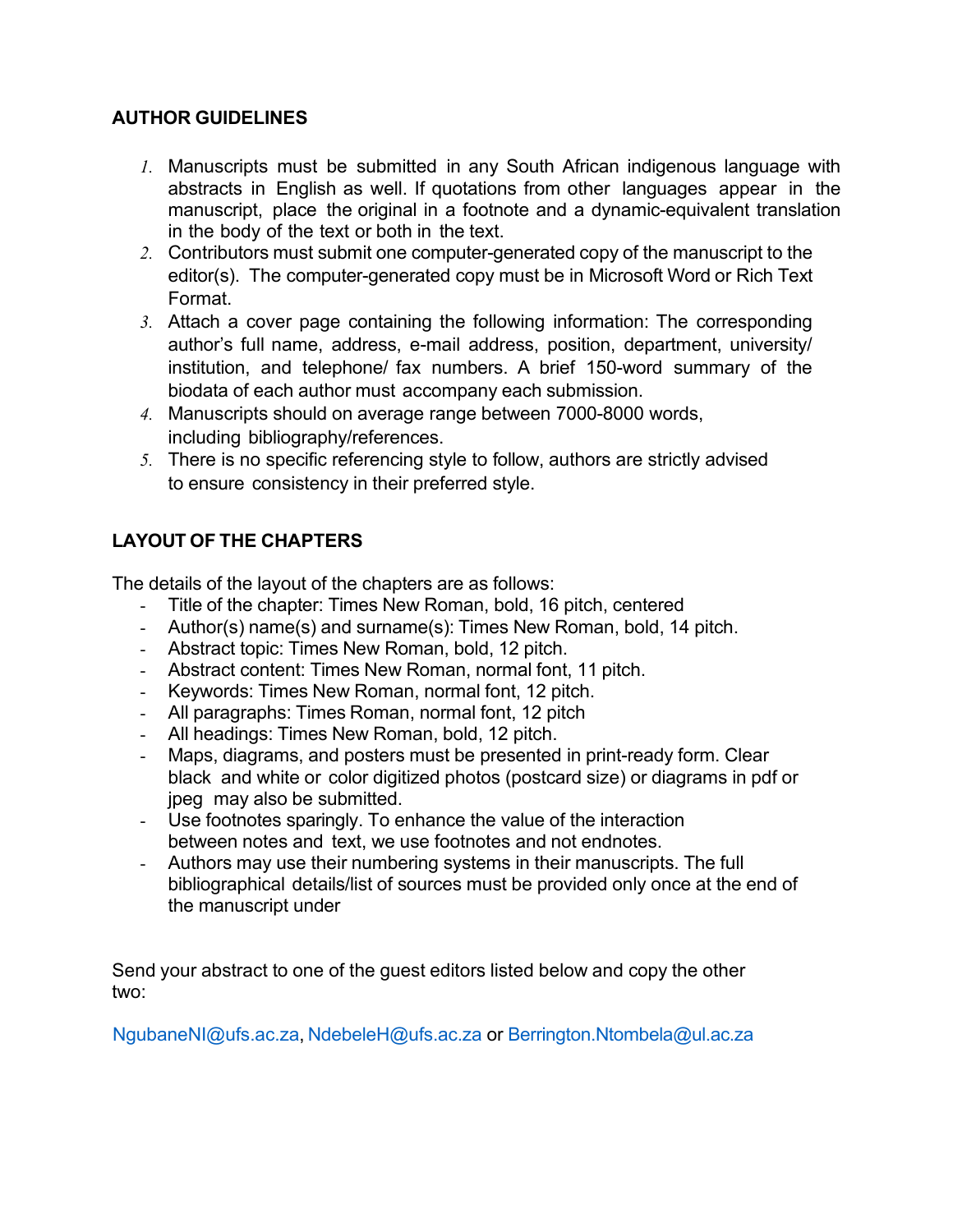## AUTHOR GUIDELINES

1. Manuscripts must be submitted in any South African indigenous language with abstracts in English as well. If quotations from other languages appear in the manuscript, place the original in a footnote and a dynamic-equivalent translation in the body of the text or both in the text.
2. Contributors must submit one computer-generated copy of the manuscript to the editor(s). The computer-generated copy must be in Microsoft Word or Rich Text Format.
3. Attach a cover page containing the following information: The corresponding author's full name, address, e-mail address, position, department, university/ institution, and telephone/ fax numbers. A brief 150-word summary of the biodata of each author must accompany each submission.
4. Manuscripts should on average range between 7000-8000 words, including bibliography/references.
5. There is no specific referencing style to follow, authors are strictly advised to ensure consistency in their preferred style.

## LAYOUT OF THE CHAPTERS

The details of the layout of the chapters are as follows:

- Title of the chapter: Times New Roman, bold, 16 pitch, centered
- Author(s) name(s) and surname(s): Times New Roman, bold, 14 pitch.
- Abstract topic: Times New Roman, bold, 12 pitch.
- Abstract content: Times New Roman, normal font, 11 pitch.
- Keywords: Times New Roman, normal font, 12 pitch.
- All paragraphs: Times Roman, normal font, 12 pitch
- All headings: Times New Roman, bold, 12 pitch.
- Maps, diagrams, and posters must be presented in print-ready form. Clear black and white or color digitized photos (postcard size) or diagrams in pdf or jpeg may also be submitted.
- Use footnotes sparingly. To enhance the value of the interaction between notes and text, we use footnotes and not endnotes.
- Authors may use their numbering systems in their manuscripts. The full bibliographical details/list of sources must be provided only once at the end of the manuscript under

Send your abstract to one of the guest editors listed below and copy the other two:

NgubaneNI@ufs.ac.za, NdebeleH@ufs.ac.za or Berrington.Ntombela@ul.ac.za